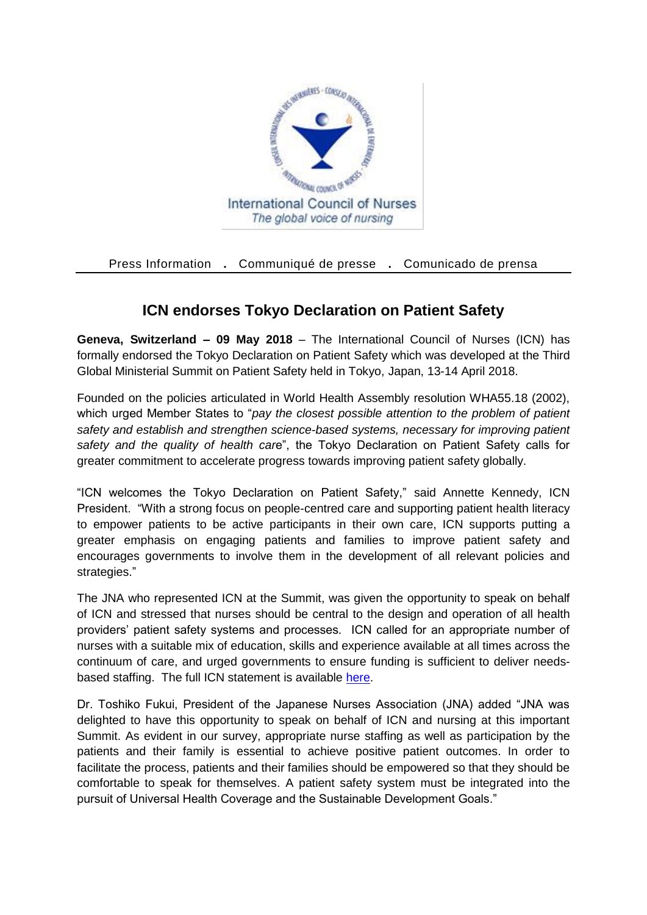International Council of Nurses
*The global voice of nursing*

Press Information . Communiqué de presse . Comunicado de prensa

## ICN endorses Tokyo Declaration on Patient Safety

**Geneva, Switzerland – 09 May 2018** – The International Council of Nurses (ICN) has formally endorsed the Tokyo Declaration on Patient Safety which was developed at the Third Global Ministerial Summit on Patient Safety held in Tokyo, Japan, 13-14 April 2018.

Founded on the policies articulated in World Health Assembly resolution WHA55.18 (2002), which urged Member States to "*pay the closest possible attention to the problem of patient safety and establish and strengthen science-based systems, necessary for improving patient safety and the quality of health car*e", the Tokyo Declaration on Patient Safety calls for greater commitment to accelerate progress towards improving patient safety globally.

"ICN welcomes the Tokyo Declaration on Patient Safety," said Annette Kennedy, ICN President. "With a strong focus on people-centred care and supporting patient health literacy to empower patients to be active participants in their own care, ICN supports putting a greater emphasis on engaging patients and families to improve patient safety and encourages governments to involve them in the development of all relevant policies and strategies."

The JNA who represented ICN at the Summit, was given the opportunity to speak on behalf of ICN and stressed that nurses should be central to the design and operation of all health providers' patient safety systems and processes. ICN called for an appropriate number of nurses with a suitable mix of education, skills and experience available at all times across the continuum of care, and urged governments to ensure funding is sufficient to deliver needs-based staffing. The full ICN statement is available here.

Dr. Toshiko Fukui, President of the Japanese Nurses Association (JNA) added "JNA was delighted to have this opportunity to speak on behalf of ICN and nursing at this important Summit. As evident in our survey, appropriate nurse staffing as well as participation by the patients and their family is essential to achieve positive patient outcomes. In order to facilitate the process, patients and their families should be empowered so that they should be comfortable to speak for themselves. A patient safety system must be integrated into the pursuit of Universal Health Coverage and the Sustainable Development Goals."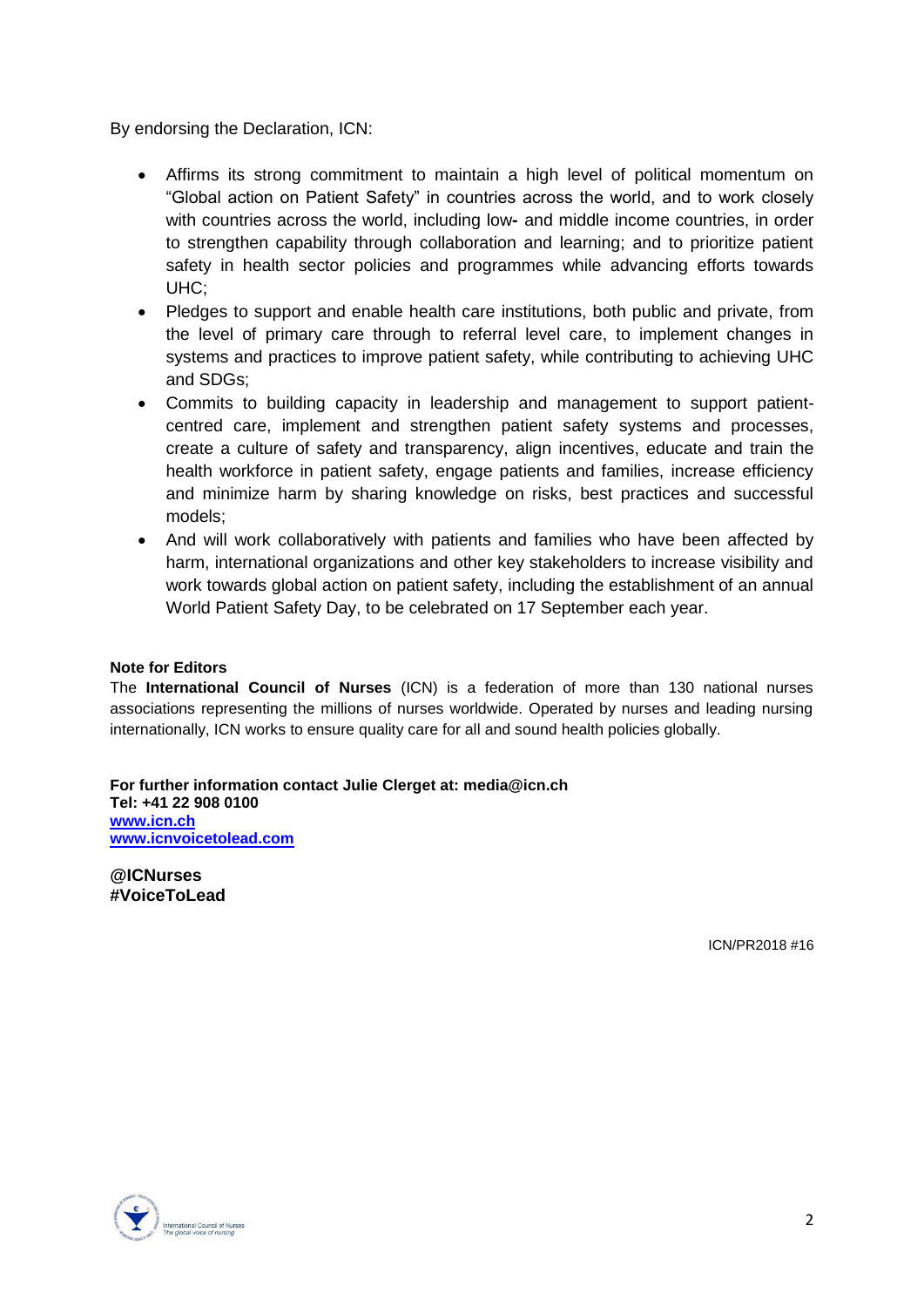By endorsing the Declaration, ICN:

- Affirms its strong commitment to maintain a high level of political momentum on "Global action on Patient Safety" in countries across the world, and to work closely with countries across the world, including low**-** and middle income countries, in order to strengthen capability through collaboration and learning; and to prioritize patient safety in health sector policies and programmes while advancing efforts towards UHC;
- Pledges to support and enable health care institutions, both public and private, from the level of primary care through to referral level care, to implement changes in systems and practices to improve patient safety, while contributing to achieving UHC and SDGs;
- Commits to building capacity in leadership and management to support patient-centred care, implement and strengthen patient safety systems and processes, create a culture of safety and transparency, align incentives, educate and train the health workforce in patient safety, engage patients and families, increase efficiency and minimize harm by sharing knowledge on risks, best practices and successful models;
- And will work collaboratively with patients and families who have been affected by harm, international organizations and other key stakeholders to increase visibility and work towards global action on patient safety, including the establishment of an annual World Patient Safety Day, to be celebrated on 17 September each year.

**Note for Editors**

The **International Council of Nurses** (ICN) is a federation of more than 130 national nurses associations representing the millions of nurses worldwide. Operated by nurses and leading nursing internationally, ICN works to ensure quality care for all and sound health policies globally.

**For further information contact Julie Clerget at: media@icn.ch**
**Tel: +41 22 908 0100**
**www.icn.ch**
**www.icnvoicetolead.com**

**@ICNurses**
**#VoiceToLead**

ICN/PR2018 #16